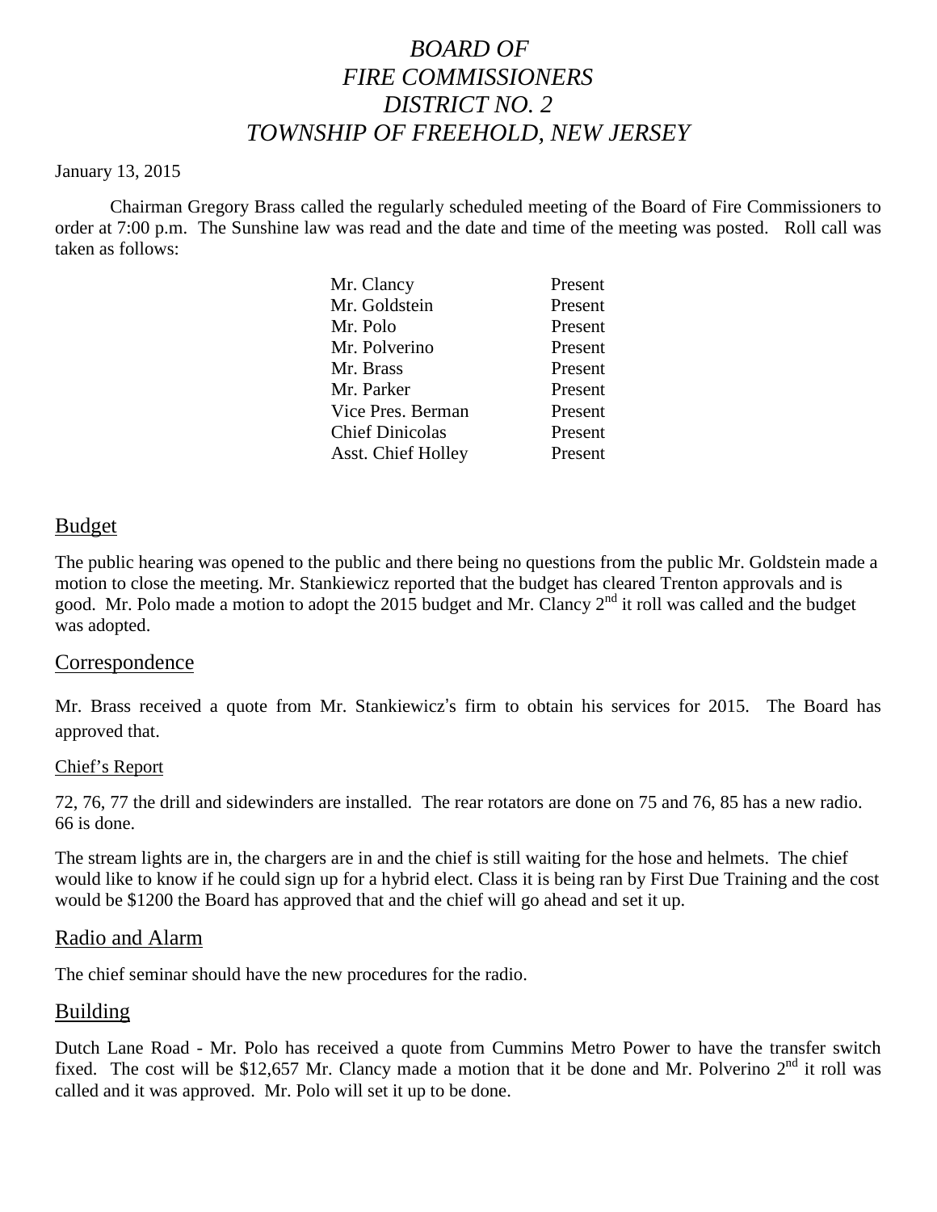# *BOARD OF FIRE COMMISSIONERS DISTRICT NO. 2 TOWNSHIP OF FREEHOLD, NEW JERSEY*

January 13, 2015

Chairman Gregory Brass called the regularly scheduled meeting of the Board of Fire Commissioners to order at 7:00 p.m. The Sunshine law was read and the date and time of the meeting was posted. Roll call was taken as follows:

| | |
|---|---|
| Mr. Clancy | Present |
| Mr. Goldstein | Present |
| Mr. Polo | Present |
| Mr. Polverino | Present |
| Mr. Brass | Present |
| Mr. Parker | Present |
| Vice Pres. Berman | Present |
| Chief Dinicolas | Present |
| Asst. Chief Holley | Present |

## Budget

The public hearing was opened to the public and there being no questions from the public Mr. Goldstein made a motion to close the meeting. Mr. Stankiewicz reported that the budget has cleared Trenton approvals and is good. Mr. Polo made a motion to adopt the 2015 budget and Mr. Clancy 2nd it roll was called and the budget was adopted.

## Correspondence

Mr. Brass received a quote from Mr. Stankiewicz's firm to obtain his services for 2015. The Board has approved that.

### Chief's Report

72, 76, 77 the drill and sidewinders are installed. The rear rotators are done on 75 and 76, 85 has a new radio. 66 is done.

The stream lights are in, the chargers are in and the chief is still waiting for the hose and helmets. The chief would like to know if he could sign up for a hybrid elect. Class it is being ran by First Due Training and the cost would be $1200 the Board has approved that and the chief will go ahead and set it up.

## Radio and Alarm

The chief seminar should have the new procedures for the radio.

## Building

Dutch Lane Road - Mr. Polo has received a quote from Cummins Metro Power to have the transfer switch fixed. The cost will be $12,657 Mr. Clancy made a motion that it be done and Mr. Polverino 2nd it roll was called and it was approved. Mr. Polo will set it up to be done.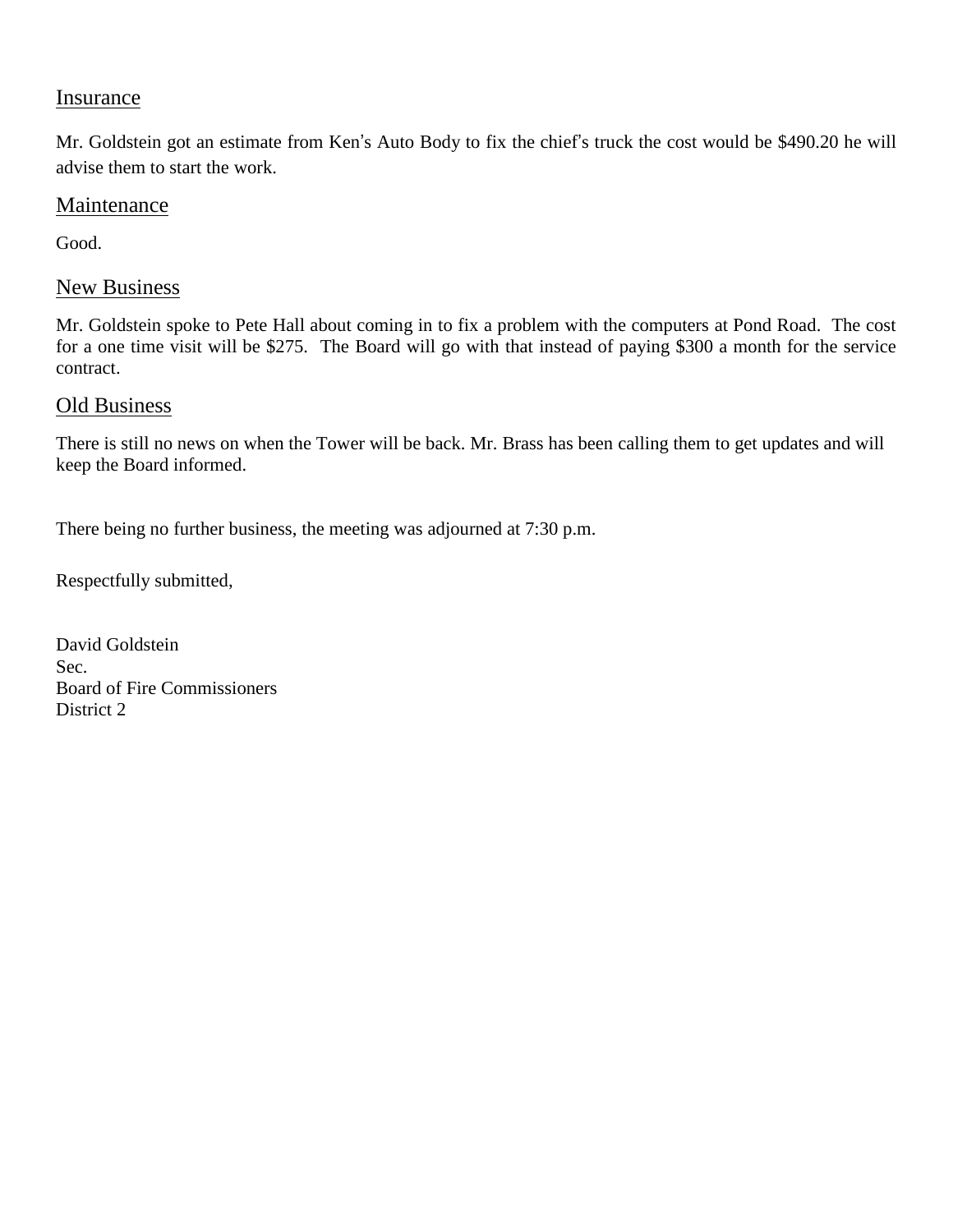## Insurance

Mr. Goldstein got an estimate from Ken's Auto Body to fix the chief's truck the cost would be $490.20 he will advise them to start the work.

## Maintenance

Good.

## New Business

Mr. Goldstein spoke to Pete Hall about coming in to fix a problem with the computers at Pond Road. The cost for a one time visit will be $275. The Board will go with that instead of paying $300 a month for the service contract.

## Old Business

There is still no news on when the Tower will be back. Mr. Brass has been calling them to get updates and will keep the Board informed.

There being no further business, the meeting was adjourned at 7:30 p.m.

Respectfully submitted,

David Goldstein
Sec.
Board of Fire Commissioners
District 2